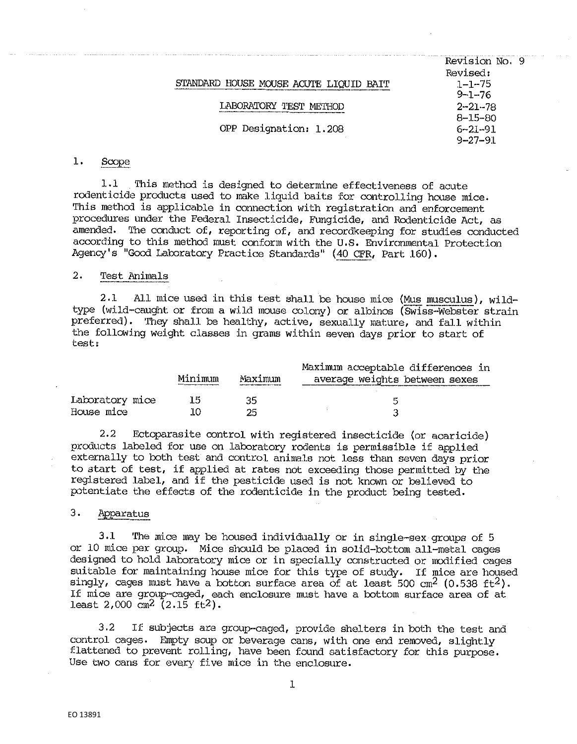Revision No. 9
Revised:
1-1-75
9-1-76
2-21-78
8-15-80
6-21-91
9-27-91

# STANDARD HOUSE MOUSE ACUTE LIQUID BAIT

## LABORATORY TEST METHOD

OPP Designation: 1.208

## 1. Scope

1.1 This method is designed to determine effectiveness of acute rodenticide products used to make liquid baits for controlling house mice. This method is applicable in connection with registration and enforcement procedures under the Federal Insecticide, Fungicide, and Rodenticide Act, as amended. The conduct of, reporting of, and recordkeeping for studies conducted according to this method must conform with the U.S. Environmental Protection Agency's "Good Laboratory Practice Standards" (40 CFR, Part 160).

## 2. Test Animals

2.1 All mice used in this test shall be house mice (*Mus musculus*), wild-type (wild-caught or from a wild mouse colony) or albinos (Swiss-Webster strain preferred). They shall be healthy, active, sexually mature, and fall within the following weight classes in grams within seven days prior to start of test:

| | Minimum | Maximum | Maximum acceptable differences in average weights between sexes |
|---|---|---|---|
| Laboratory mice | 15 | 35 | 5 |
| House mice | 10 | 25 | 3 |

2.2 Ectoparasite control with registered insecticide (or acaricide) products labeled for use on laboratory rodents is permissible if applied externally to both test and control animals not less than seven days prior to start of test, if applied at rates not exceeding those permitted by the registered label, and if the pesticide used is not known or believed to potentiate the effects of the rodenticide in the product being tested.

## 3. Apparatus

3.1 The mice may be housed individually or in single-sex groups of 5 or 10 mice per group. Mice should be placed in solid-bottom all-metal cages designed to hold laboratory mice or in specially constructed or modified cages suitable for maintaining house mice for this type of study. If mice are housed singly, cages must have a botton surface area of at least 500 $cm^2$ (0.538 $ft^2$). If mice are group-caged, each enclosure must have a bottom surface area of at least 2,000 $cm^2$ (2.15 $ft^2$).

3.2 If subjects are group-caged, provide shelters in both the test and control cages. Empty soup or beverage cans, with one end removed, slightly flattened to prevent rolling, have been found satisfactory for this purpose. Use two cans for every five mice in the enclosure.

EO 13891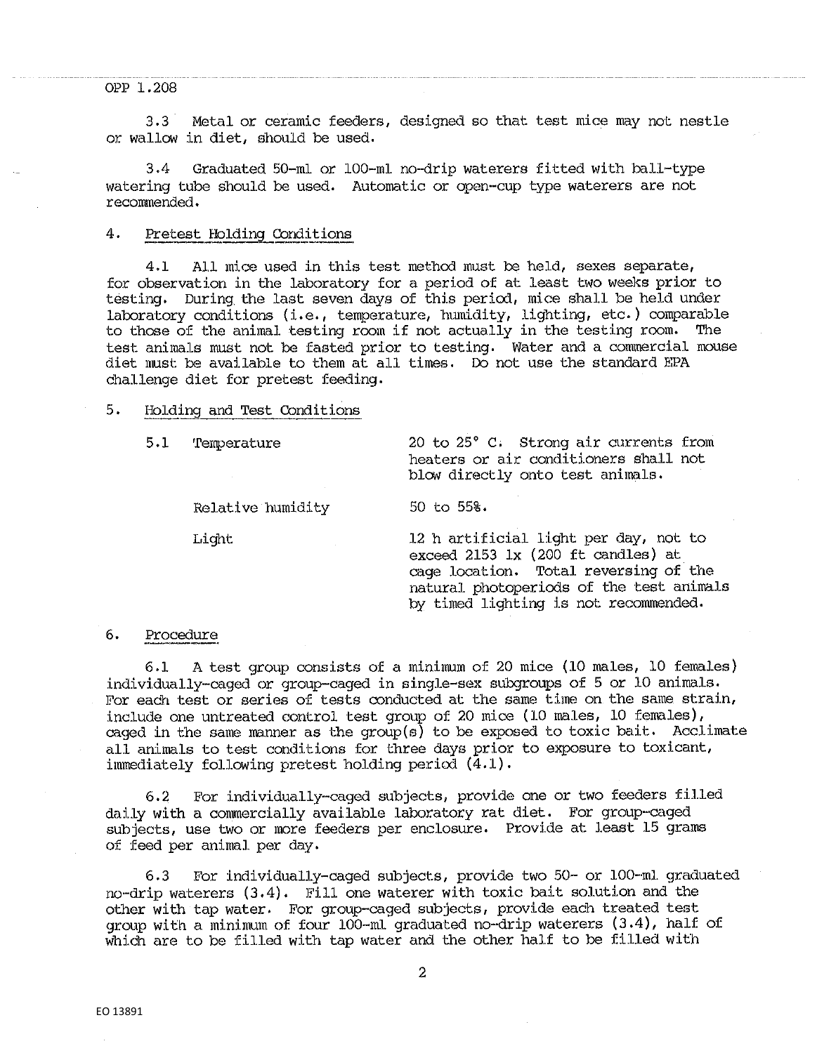3.3 Metal or ceramic feeders, designed so that test mice may not nestle or wallow in diet, should be used.

3.4 Graduated 50-ml or 100-ml no-drip waterers fitted with ball-type watering tube should be used. Automatic or open-cup type waterers are not recommended.

## 4. Pretest Holding Conditions

4.1 All mice used in this test method must be held, sexes separate, for observation in the laboratory for a period of at least two weeks prior to testing. During the last seven days of this period, mice shall be held under laboratory conditions (i.e., temperature, humidity, lighting, etc.) comparable to those of the animal testing room if not actually in the testing room. The test animals must not be fasted prior to testing. Water and a commercial mouse diet must be available to them at all times. Do not use the standard EPA challenge diet for pretest feeding.

## 5. Holding and Test Conditions

| | |
|---|---|
| 5.1 Temperature | 20 to 25° C. Strong air currents from heaters or air conditioners shall not blow directly onto test animals. |
| Relative humidity | 50 to 55%. |
| Light | 12 h artificial light per day, not to exceed 2153 lx (200 ft candles) at cage location. Total reversing of the natural photoperiods of the test animals by timed lighting is not recommended. |

## 6. Procedure

6.1 A test group consists of a minimum of 20 mice (10 males, 10 females) individually-caged or group-caged in single-sex subgroups of 5 or 10 animals. For each test or series of tests conducted at the same time on the same strain, include one untreated control test group of 20 mice (10 males, 10 females), caged in the same manner as the group(s) to be exposed to toxic bait. Acclimate all animals to test conditions for three days prior to exposure to toxicant, immediately following pretest holding period (4.1).

6.2 For individually-caged subjects, provide one or two feeders filled daily with a commercially available laboratory rat diet. For group-caged subjects, use two or more feeders per enclosure. Provide at least 15 grams of feed per animal per day.

6.3 For individually-caged subjects, provide two 50- or 100-ml graduated no-drip waterers (3.4). Fill one waterer with toxic bait solution and the other with tap water. For group-caged subjects, provide each treated test group with a minimum of four 100-ml graduated no-drip waterers (3.4), half of which are to be filled with tap water and the other half to be filled with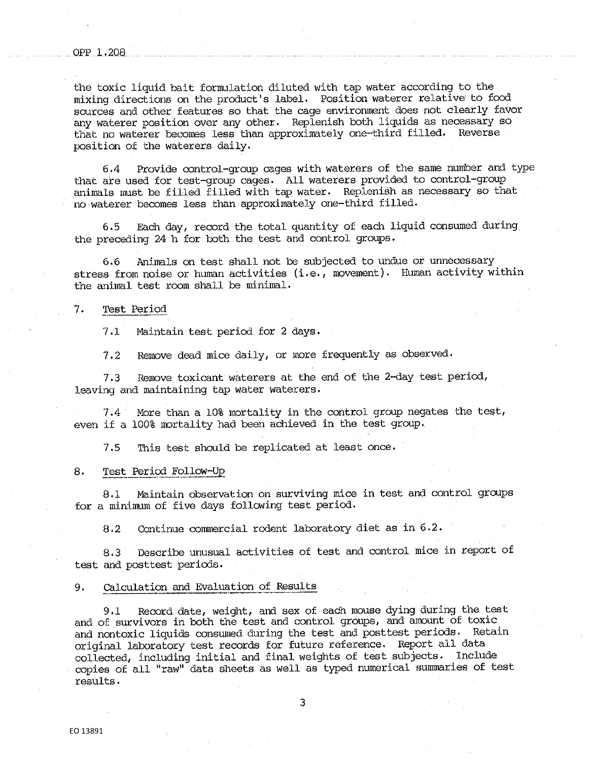the toxic liquid bait formulation diluted with tap water according to the mixing directions on the product's label. Position waterer relative to food sources and other features so that the cage environment does not clearly favor any waterer position over any other. Replenish both liquids as necessary so that no waterer becomes less than approximately one-third filled. Reverse position of the waterers daily.

6.4 Provide control-group cages with waterers of the same number and type that are used for test-group cages. All waterers provided to control-group animals must be filled filled with tap water. Replenish as necessary so that no waterer becomes less than approximately one-third filled.

6.5 Each day, record the total quantity of each liquid consumed during the preceding 24 h for both the test and control groups.

6.6 Animals on test shall not be subjected to undue or unnecessary stress from noise or human activities (i.e., movement). Human activity within the animal test room shall be minimal.

7. Test Period

7.1 Maintain test period for 2 days.

7.2 Remove dead mice daily, or more frequently as observed.

7.3 Remove toxicant waterers at the end of the 2-day test period, leaving and maintaining tap water waterers.

7.4 More than a 10% mortality in the control group negates the test, even if a 100% mortality had been achieved in the test group.

7.5 This test should be replicated at least once.

8. Test Period Follow-Up

8.1 Maintain observation on surviving mice in test and control groups for a minimum of five days following test period.

8.2 Continue commercial rodent laboratory diet as in 6.2.

8.3 Describe unusual activities of test and control mice in report of test and posttest periods.

9. Calculation and Evaluation of Results

9.1 Record date, weight, and sex of each mouse dying during the test and of survivors in both the test and control groups, and amount of toxic and nontoxic liquids consumed during the test and posttest periods. Retain original laboratory test records for future reference. Report all data collected, including initial and final weights of test subjects. Include copies of all "raw" data sheets as well as typed numerical summaries of test results.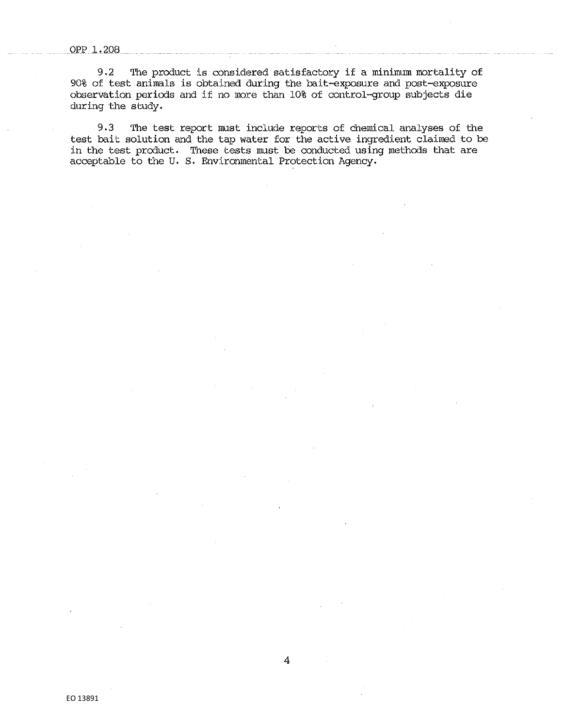9.2 The product is considered satisfactory if a minimum mortality of 90% of test animals is obtained during the bait-exposure and post-exposure observation periods and if no more than 10% of control-group subjects die during the study.

9.3 The test report must include reports of chemical analyses of the test bait solution and the tap water for the active ingredient claimed to be in the test product. These tests must be conducted using methods that are acceptable to the U. S. Environmental Protection Agency.